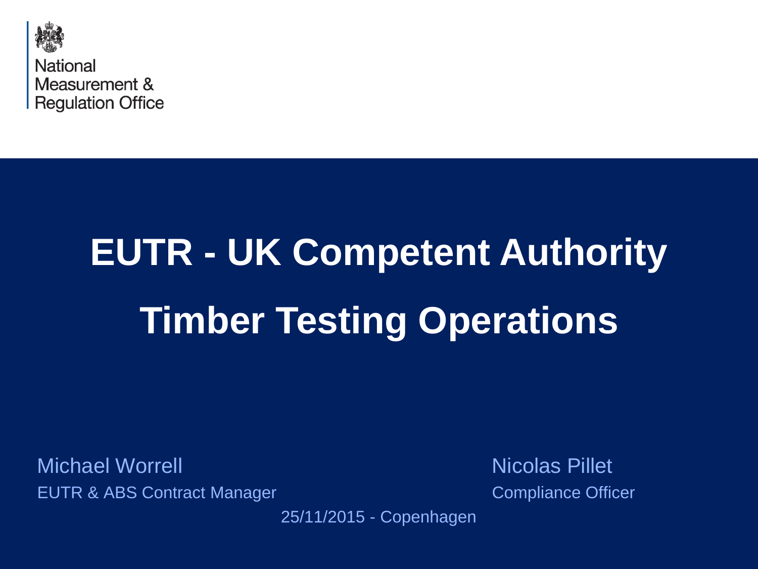National
Measurement &
Regulation Office

# EUTR - UK Competent Authority

# Timber Testing Operations

Michael Worrell
EUTR & ABS Contract Manager

Nicolas Pillet
Compliance Officer

25/11/2015 - Copenhagen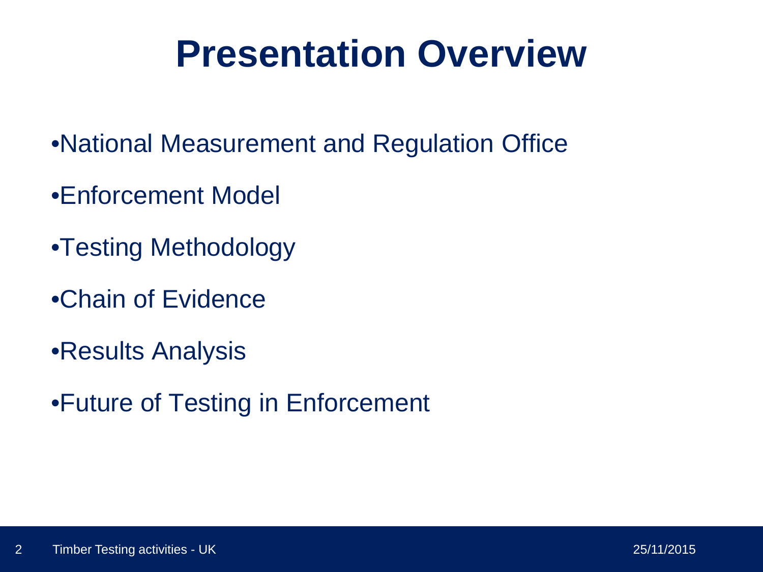# Presentation Overview

- National Measurement and Regulation Office
- Enforcement Model
- Testing Methodology
- Chain of Evidence
- Results Analysis
- Future of Testing in Enforcement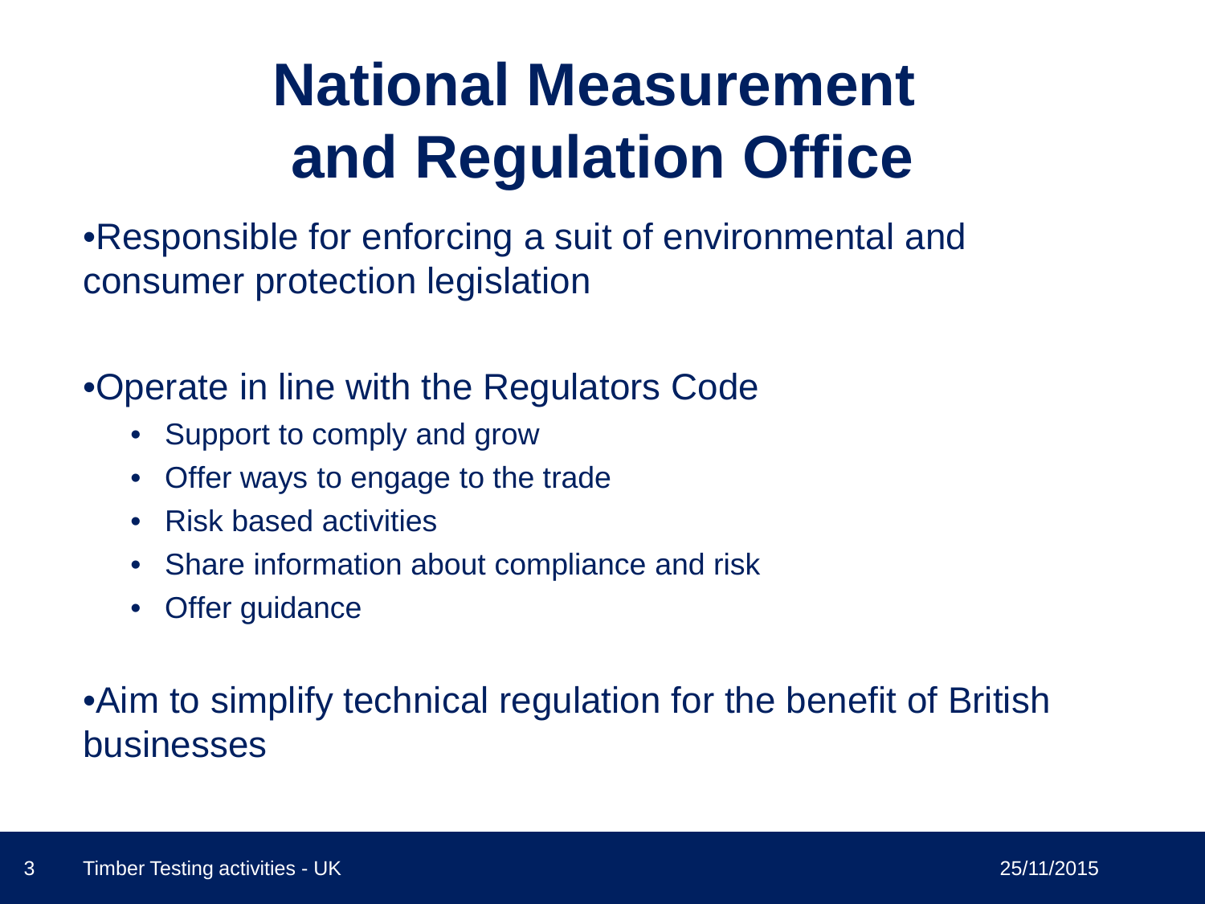# National Measurement and Regulation Office

- Responsible for enforcing a suit of environmental and consumer protection legislation

- Operate in line with the Regulators Code
  - Support to comply and grow
  - Offer ways to engage to the trade
  - Risk based activities
  - Share information about compliance and risk
  - Offer guidance

- Aim to simplify technical regulation for the benefit of British businesses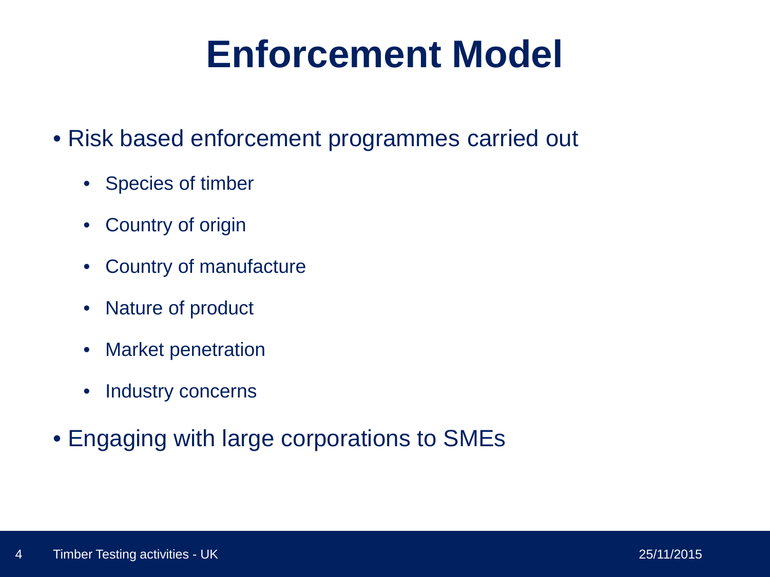# Enforcement Model

- Risk based enforcement programmes carried out
  - Species of timber
  - Country of origin
  - Country of manufacture
  - Nature of product
  - Market penetration
  - Industry concerns
- Engaging with large corporations to SMEs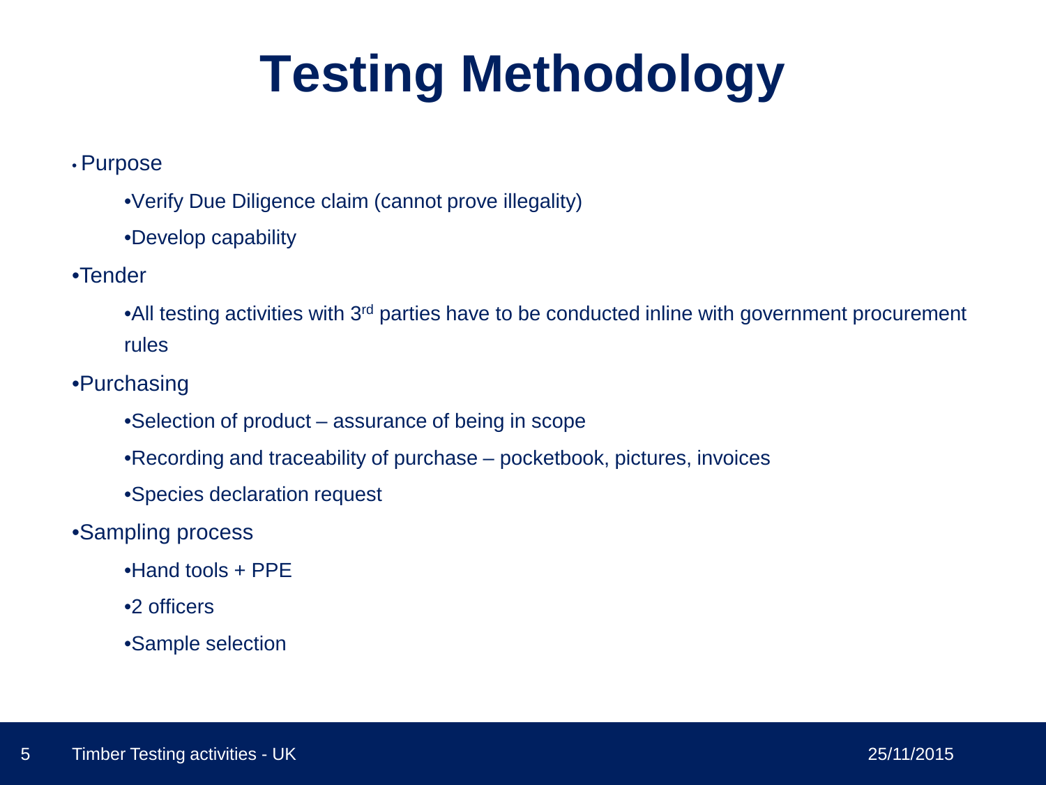# Testing Methodology

- Purpose
  - Verify Due Diligence claim (cannot prove illegality)
  - Develop capability
- Tender
  - All testing activities with 3rd parties have to be conducted inline with government procurement rules
- Purchasing
  - Selection of product – assurance of being in scope
  - Recording and traceability of purchase – pocketbook, pictures, invoices
  - Species declaration request
- Sampling process
  - Hand tools + PPE
  - 2 officers
  - Sample selection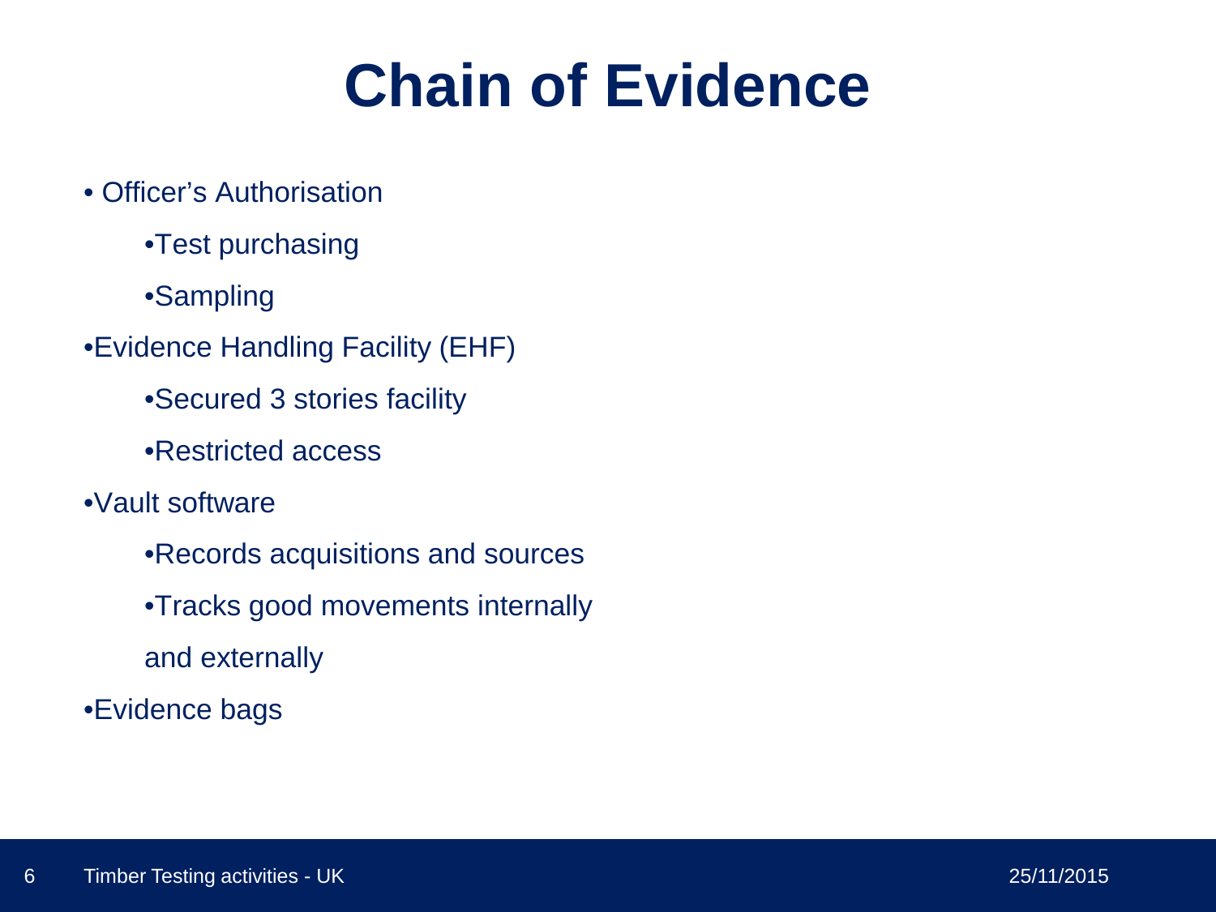# Chain of Evidence

- Officer's Authorisation
  - Test purchasing
  - Sampling
- Evidence Handling Facility (EHF)
  - Secured 3 stories facility
  - Restricted access
- Vault software
  - Records acquisitions and sources
  - Tracks good movements internally and externally
- Evidence bags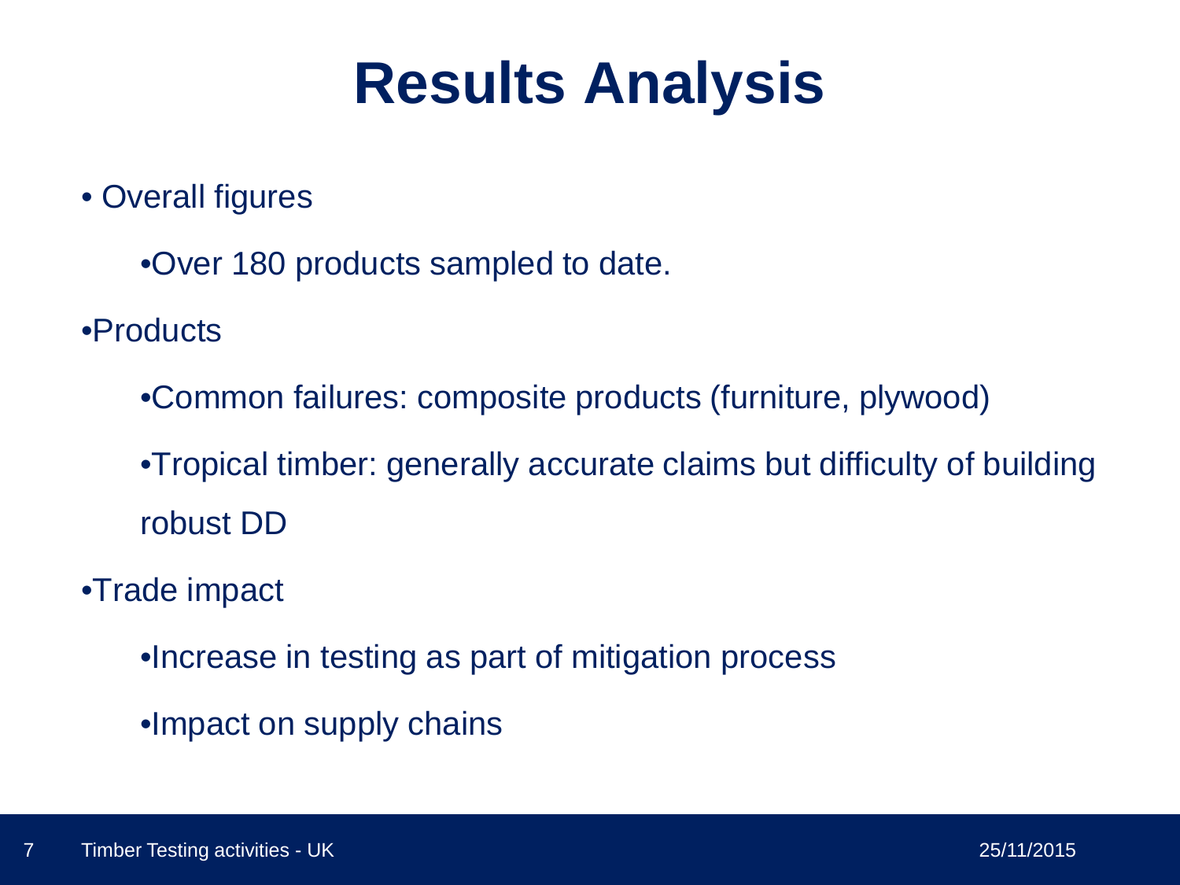# Results Analysis

- Overall figures
  - Over 180 products sampled to date.
- Products
  - Common failures: composite products (furniture, plywood)
  - Tropical timber: generally accurate claims but difficulty of building robust DD
- Trade impact
  - Increase in testing as part of mitigation process
  - Impact on supply chains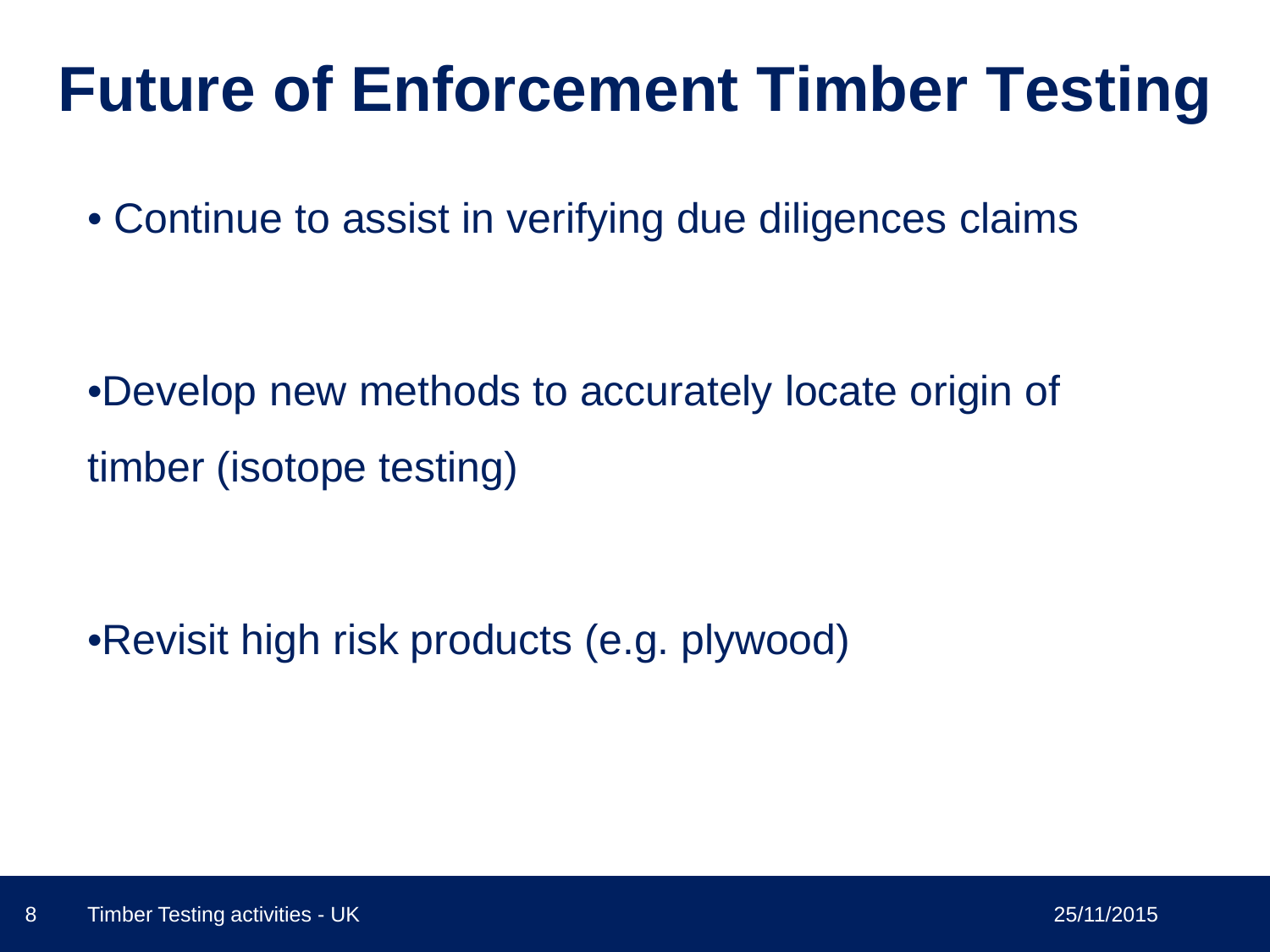# Future of Enforcement Timber Testing

- Continue to assist in verifying due diligences claims

- Develop new methods to accurately locate origin of timber (isotope testing)

- Revisit high risk products (e.g. plywood)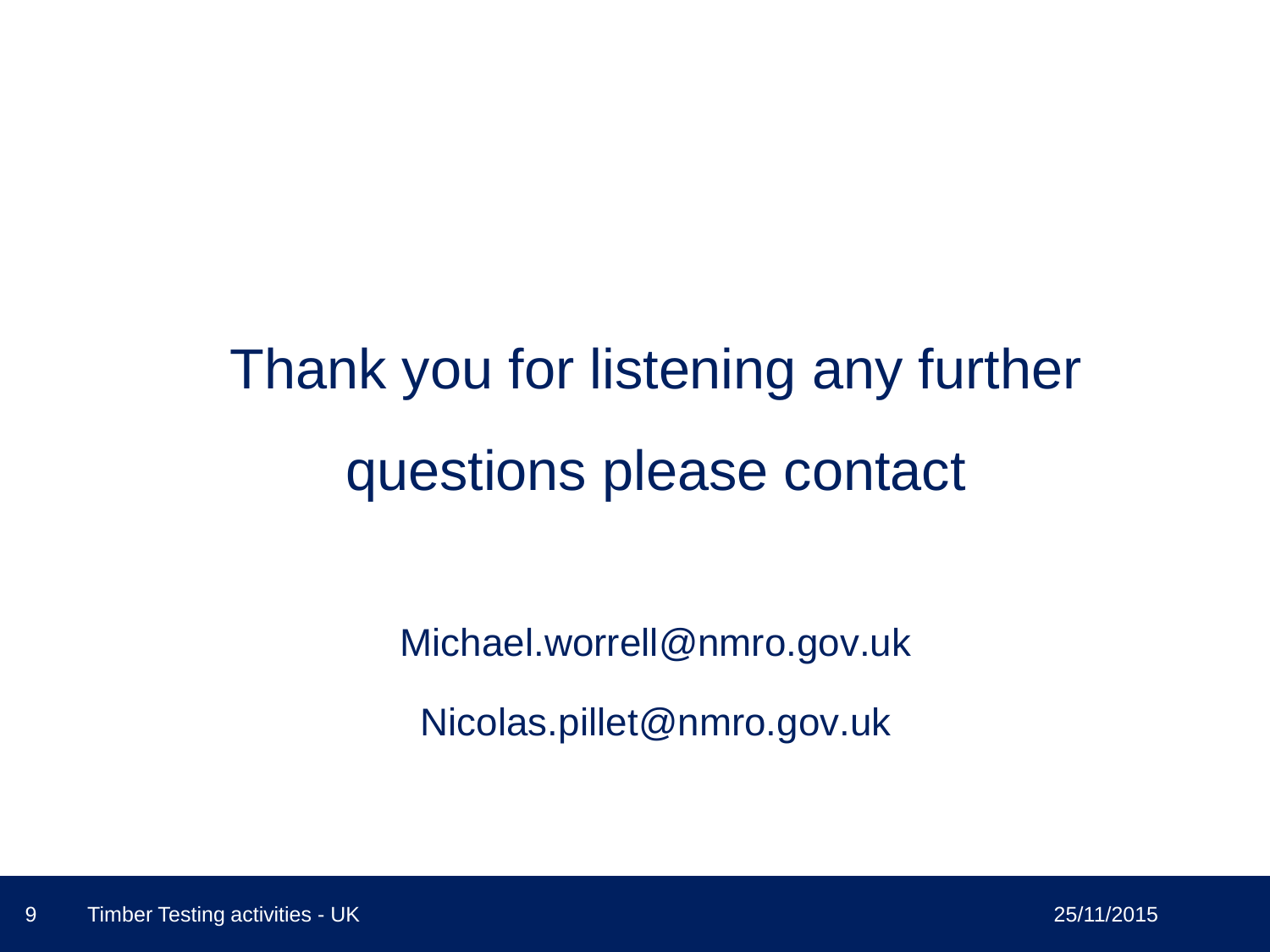Thank you for listening any further questions please contact

Michael.worrell@nmro.gov.uk

Nicolas.pillet@nmro.gov.uk